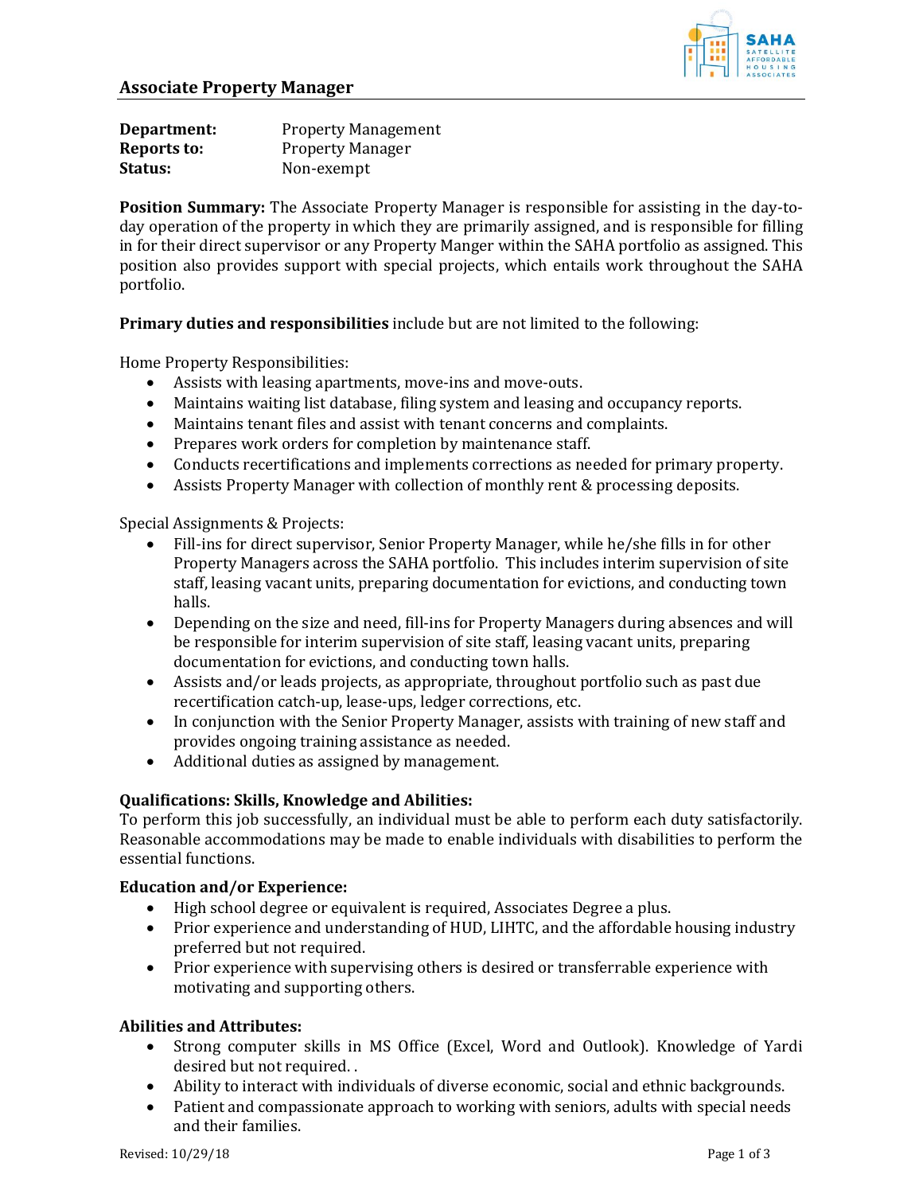## Associate Property Manager

**Department:** Property Management
**Reports to:** Property Manager
**Status:** Non-exempt

**Position Summary:** The Associate Property Manager is responsible for assisting in the day-to-day operation of the property in which they are primarily assigned, and is responsible for filling in for their direct supervisor or any Property Manger within the SAHA portfolio as assigned. This position also provides support with special projects, which entails work throughout the SAHA portfolio.

**Primary duties and responsibilities** include but are not limited to the following:

Home Property Responsibilities:

- Assists with leasing apartments, move-ins and move-outs.
- Maintains waiting list database, filing system and leasing and occupancy reports.
- Maintains tenant files and assist with tenant concerns and complaints.
- Prepares work orders for completion by maintenance staff.
- Conducts recertifications and implements corrections as needed for primary property.
- Assists Property Manager with collection of monthly rent & processing deposits.

Special Assignments & Projects:

- Fill-ins for direct supervisor, Senior Property Manager, while he/she fills in for other Property Managers across the SAHA portfolio. This includes interim supervision of site staff, leasing vacant units, preparing documentation for evictions, and conducting town halls.
- Depending on the size and need, fill-ins for Property Managers during absences and will be responsible for interim supervision of site staff, leasing vacant units, preparing documentation for evictions, and conducting town halls.
- Assists and/or leads projects, as appropriate, throughout portfolio such as past due recertification catch-up, lease-ups, ledger corrections, etc.
- In conjunction with the Senior Property Manager, assists with training of new staff and provides ongoing training assistance as needed.
- Additional duties as assigned by management.

**Qualifications: Skills, Knowledge and Abilities:**
To perform this job successfully, an individual must be able to perform each duty satisfactorily. Reasonable accommodations may be made to enable individuals with disabilities to perform the essential functions.

**Education and/or Experience:**

- High school degree or equivalent is required, Associates Degree a plus.
- Prior experience and understanding of HUD, LIHTC, and the affordable housing industry preferred but not required.
- Prior experience with supervising others is desired or transferrable experience with motivating and supporting others.

**Abilities and Attributes:**

- Strong computer skills in MS Office (Excel, Word and Outlook). Knowledge of Yardi desired but not required. .
- Ability to interact with individuals of diverse economic, social and ethnic backgrounds.
- Patient and compassionate approach to working with seniors, adults with special needs and their families.

Revised: 10/29/18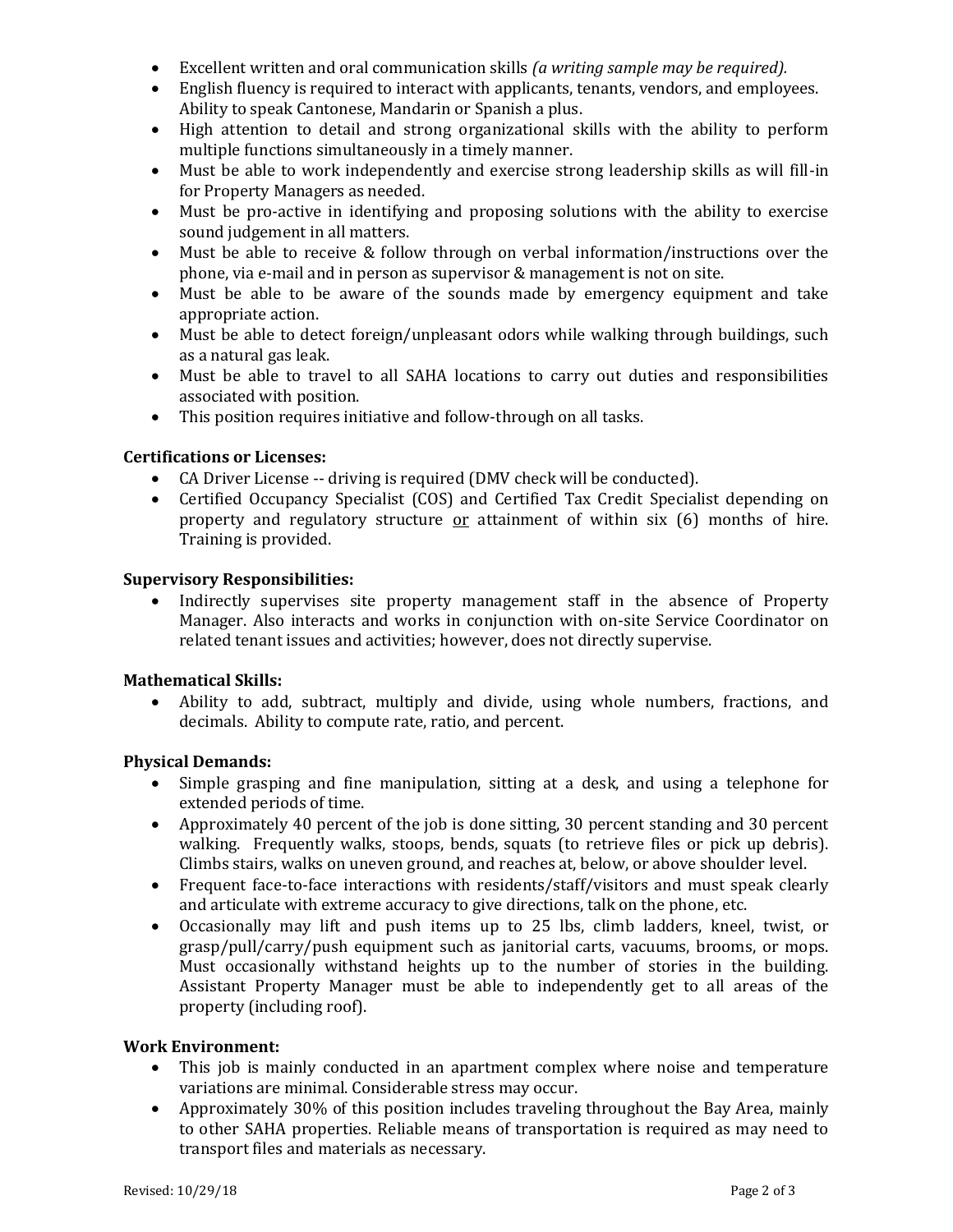- Excellent written and oral communication skills *(a writing sample may be required).*
- English fluency is required to interact with applicants, tenants, vendors, and employees. Ability to speak Cantonese, Mandarin or Spanish a plus.
- High attention to detail and strong organizational skills with the ability to perform multiple functions simultaneously in a timely manner.
- Must be able to work independently and exercise strong leadership skills as will fill-in for Property Managers as needed.
- Must be pro-active in identifying and proposing solutions with the ability to exercise sound judgement in all matters.
- Must be able to receive & follow through on verbal information/instructions over the phone, via e-mail and in person as supervisor & management is not on site.
- Must be able to be aware of the sounds made by emergency equipment and take appropriate action.
- Must be able to detect foreign/unpleasant odors while walking through buildings, such as a natural gas leak.
- Must be able to travel to all SAHA locations to carry out duties and responsibilities associated with position.
- This position requires initiative and follow-through on all tasks.

**Certifications or Licenses:**

- CA Driver License -- driving is required (DMV check will be conducted).
- Certified Occupancy Specialist (COS) and Certified Tax Credit Specialist depending on property and regulatory structure <u>or</u> attainment of within six (6) months of hire. Training is provided.

**Supervisory Responsibilities:**

- Indirectly supervises site property management staff in the absence of Property Manager. Also interacts and works in conjunction with on-site Service Coordinator on related tenant issues and activities; however, does not directly supervise.

**Mathematical Skills:**

- Ability to add, subtract, multiply and divide, using whole numbers, fractions, and decimals. Ability to compute rate, ratio, and percent.

**Physical Demands:**

- Simple grasping and fine manipulation, sitting at a desk, and using a telephone for extended periods of time.
- Approximately 40 percent of the job is done sitting, 30 percent standing and 30 percent walking. Frequently walks, stoops, bends, squats (to retrieve files or pick up debris). Climbs stairs, walks on uneven ground, and reaches at, below, or above shoulder level.
- Frequent face-to-face interactions with residents/staff/visitors and must speak clearly and articulate with extreme accuracy to give directions, talk on the phone, etc.
- Occasionally may lift and push items up to 25 lbs, climb ladders, kneel, twist, or grasp/pull/carry/push equipment such as janitorial carts, vacuums, brooms, or mops. Must occasionally withstand heights up to the number of stories in the building. Assistant Property Manager must be able to independently get to all areas of the property (including roof).

**Work Environment:**

- This job is mainly conducted in an apartment complex where noise and temperature variations are minimal. Considerable stress may occur.
- Approximately 30% of this position includes traveling throughout the Bay Area, mainly to other SAHA properties. Reliable means of transportation is required as may need to transport files and materials as necessary.

Revised: 10/29/18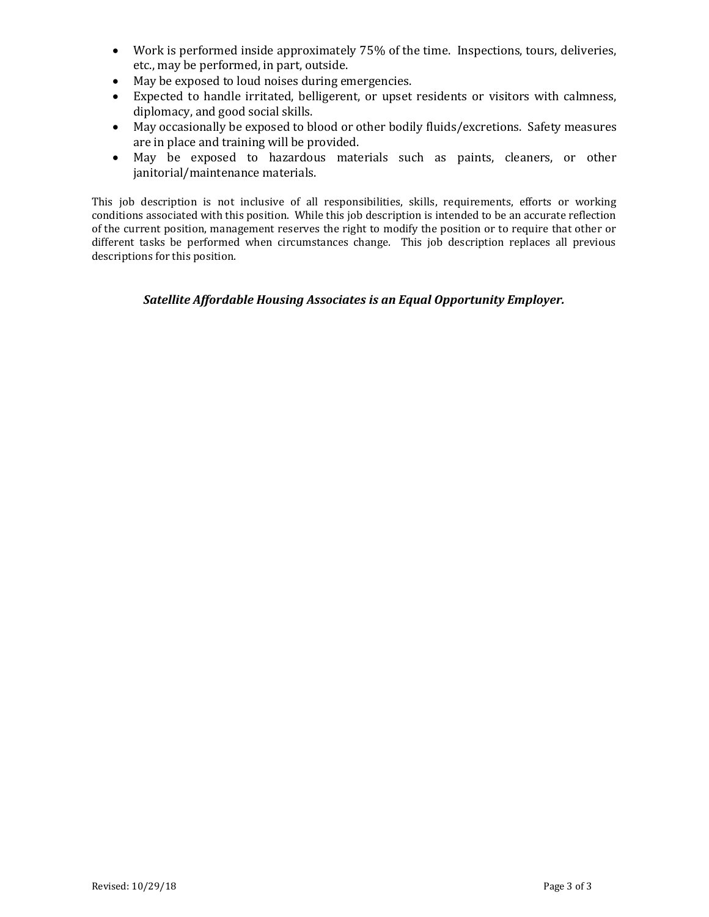- Work is performed inside approximately 75% of the time. Inspections, tours, deliveries, etc., may be performed, in part, outside.
- May be exposed to loud noises during emergencies.
- Expected to handle irritated, belligerent, or upset residents or visitors with calmness, diplomacy, and good social skills.
- May occasionally be exposed to blood or other bodily fluids/excretions. Safety measures are in place and training will be provided.
- May be exposed to hazardous materials such as paints, cleaners, or other janitorial/maintenance materials.

This job description is not inclusive of all responsibilities, skills, requirements, efforts or working conditions associated with this position. While this job description is intended to be an accurate reflection of the current position, management reserves the right to modify the position or to require that other or different tasks be performed when circumstances change. This job description replaces all previous descriptions for this position.

***Satellite Affordable Housing Associates is an Equal Opportunity Employer.***

Revised: 10/29/18